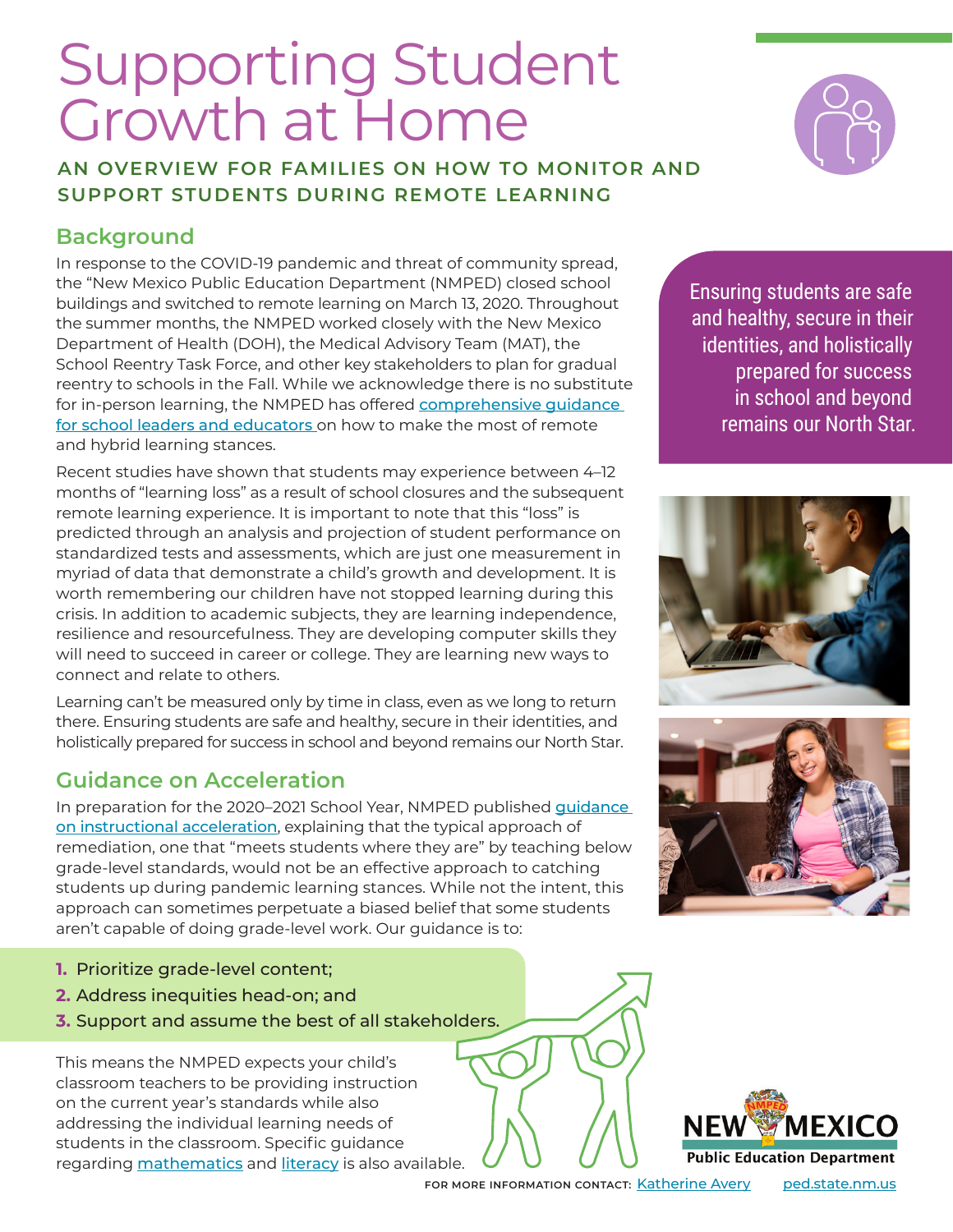# Supporting Student Growth at Home

**AN OVERVIEW FOR FAMILIES ON HOW TO MONITOR AND SUPPORT STUDENTS DURING REMOTE LEARNING**

## Background

In response to the COVID-19 pandemic and threat of community spread, the "New Mexico Public Education Department (NMPED) closed school buildings and switched to remote learning on March 13, 2020. Throughout the summer months, the NMPED worked closely with the New Mexico Department of Health (DOH), the Medical Advisory Team (MAT), the School Reentry Task Force, and other key stakeholders to plan for gradual reentry to schools in the Fall. While we acknowledge there is no substitute for in-person learning, the NMPED has offered comprehensive guidance for school leaders and educators on how to make the most of remote and hybrid learning stances.

Recent studies have shown that students may experience between 4–12 months of "learning loss" as a result of school closures and the subsequent remote learning experience. It is important to note that this "loss" is predicted through an analysis and projection of student performance on standardized tests and assessments, which are just one measurement in myriad of data that demonstrate a child's growth and development. It is worth remembering our children have not stopped learning during this crisis. In addition to academic subjects, they are learning independence, resilience and resourcefulness. They are developing computer skills they will need to succeed in career or college. They are learning new ways to connect and relate to others.

Learning can't be measured only by time in class, even as we long to return there. Ensuring students are safe and healthy, secure in their identities, and holistically prepared for success in school and beyond remains our North Star.

> Ensuring students are safe and healthy, secure in their identities, and holistically prepared for success in school and beyond remains our North Star.

## Guidance on Acceleration

In preparation for the 2020–2021 School Year, NMPED published guidance on instructional acceleration, explaining that the typical approach of remediation, one that "meets students where they are" by teaching below grade-level standards, would not be an effective approach to catching students up during pandemic learning stances. While not the intent, this approach can sometimes perpetuate a biased belief that some students aren't capable of doing grade-level work. Our guidance is to:

1. Prioritize grade-level content;
2. Address inequities head-on; and
3. Support and assume the best of all stakeholders.

This means the NMPED expects your child's classroom teachers to be providing instruction on the current year's standards while also addressing the individual learning needs of students in the classroom. Specific guidance regarding mathematics and literacy is also available.

NEW MEXICO Public Education Department

FOR MORE INFORMATION CONTACT: Katherine Avery ped.state.nm.us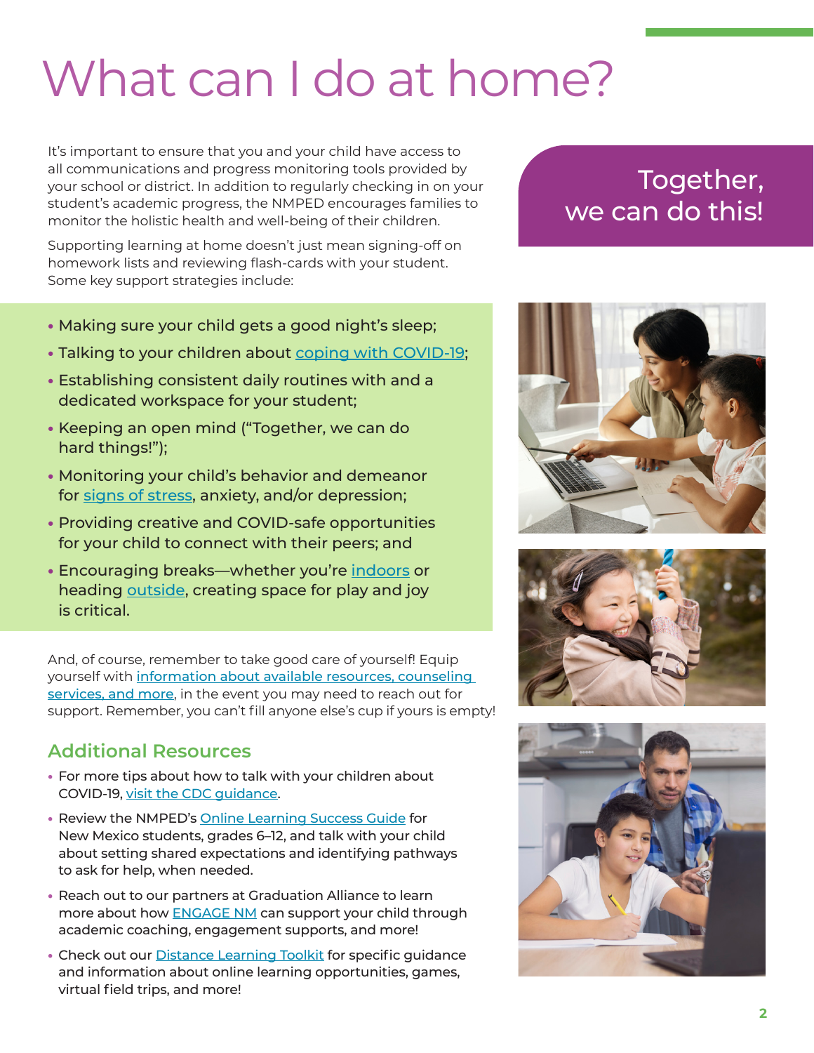# What can I do at home?

It's important to ensure that you and your child have access to all communications and progress monitoring tools provided by your school or district. In addition to regularly checking in on your student's academic progress, the NMPED encourages families to monitor the holistic health and well-being of their children.

Supporting learning at home doesn't just mean signing-off on homework lists and reviewing flash-cards with your student. Some key support strategies include:

- Making sure your child gets a good night's sleep;
- Talking to your children about coping with COVID-19;
- Establishing consistent daily routines with and a dedicated workspace for your student;
- Keeping an open mind ("Together, we can do hard things!");
- Monitoring your child's behavior and demeanor for signs of stress, anxiety, and/or depression;
- Providing creative and COVID-safe opportunities for your child to connect with their peers; and
- Encouraging breaks—whether you're indoors or heading outside, creating space for play and joy is critical.

And, of course, remember to take good care of yourself! Equip yourself with information about available resources, counseling services, and more, in the event you may need to reach out for support. Remember, you can't fill anyone else's cup if yours is empty!

## Together, we can do this!

## Additional Resources

- For more tips about how to talk with your children about COVID-19, visit the CDC guidance.
- Review the NMPED's Online Learning Success Guide for New Mexico students, grades 6–12, and talk with your child about setting shared expectations and identifying pathways to ask for help, when needed.
- Reach out to our partners at Graduation Alliance to learn more about how ENGAGE NM can support your child through academic coaching, engagement supports, and more!
- Check out our Distance Learning Toolkit for specific guidance and information about online learning opportunities, games, virtual field trips, and more!